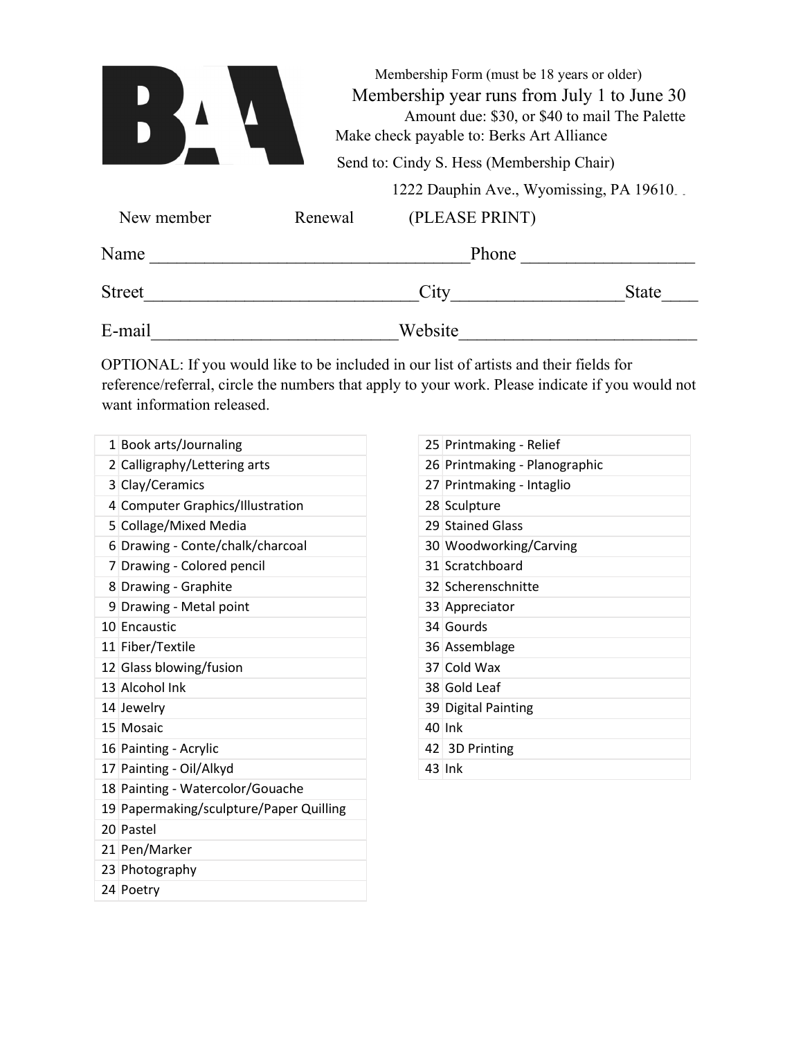BAA

Membership Form (must be 18 years or older)

Membership year runs from July 1 to June 30

Amount due: $30, or $40 to mail The Palette

Make check payable to: Berks Art Alliance

Send to: Cindy S. Hess (Membership Chair)

1222 Dauphin Ave., Wyomissing, PA 19610

New member Renewal (PLEASE PRINT)

Name ________________________________ Phone __________________

Street____________________________City__________________State____

E-mail__________________________Website_________________________

OPTIONAL: If you would like to be included in our list of artists and their fields for reference/referral, circle the numbers that apply to your work. Please indicate if you would not want information released.

| | |
|---|---|
| 1 | Book arts/Journaling |
| 2 | Calligraphy/Lettering arts |
| 3 | Clay/Ceramics |
| 4 | Computer Graphics/Illustration |
| 5 | Collage/Mixed Media |
| 6 | Drawing - Conte/chalk/charcoal |
| 7 | Drawing - Colored pencil |
| 8 | Drawing - Graphite |
| 9 | Drawing - Metal point |
| 10 | Encaustic |
| 11 | Fiber/Textile |
| 12 | Glass blowing/fusion |
| 13 | Alcohol Ink |
| 14 | Jewelry |
| 15 | Mosaic |
| 16 | Painting - Acrylic |
| 17 | Painting - Oil/Alkyd |
| 18 | Painting - Watercolor/Gouache |
| 19 | Papermaking/sculpture/Paper Quilling |
| 20 | Pastel |
| 21 | Pen/Marker |
| 23 | Photography |
| 24 | Poetry |

| | |
|---|---|
| 25 | Printmaking - Relief |
| 26 | Printmaking - Planographic |
| 27 | Printmaking - Intaglio |
| 28 | Sculpture |
| 29 | Stained Glass |
| 30 | Woodworking/Carving |
| 31 | Scratchboard |
| 32 | Scherenschnitte |
| 33 | Appreciator |
| 34 | Gourds |
| 36 | Assemblage |
| 37 | Cold Wax |
| 38 | Gold Leaf |
| 39 | Digital Painting |
| 40 | Ink |
| 42 | 3D Printing |
| 43 | Ink |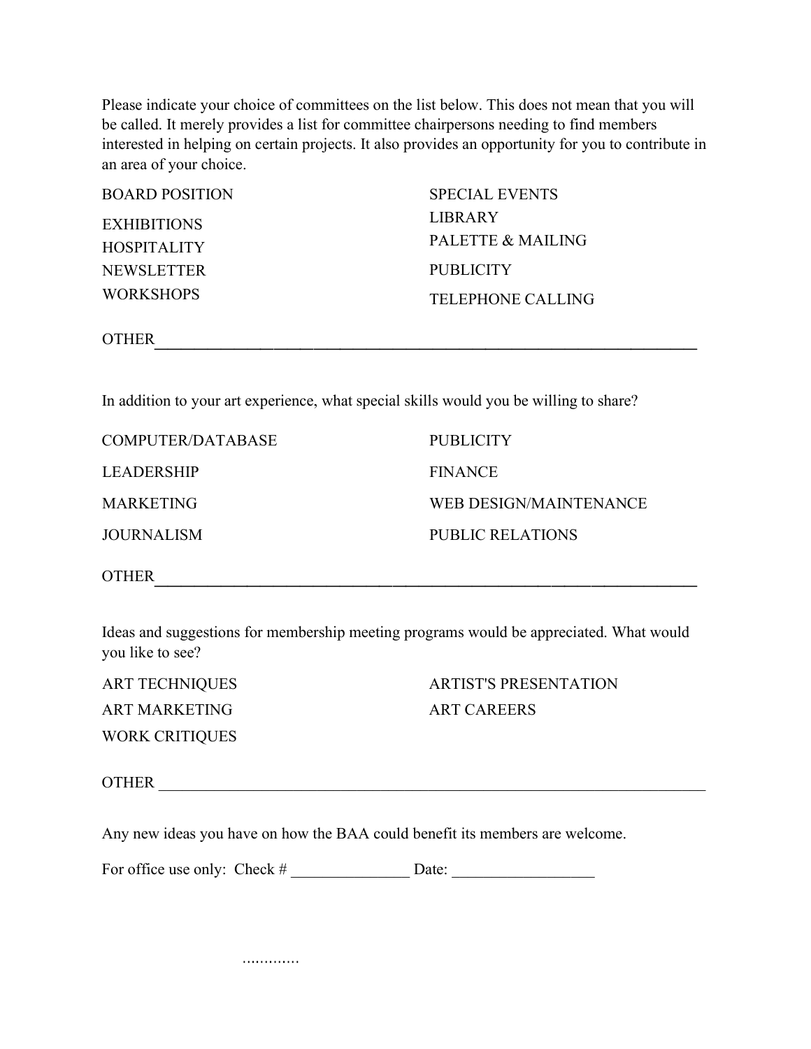Please indicate your choice of committees on the list below. This does not mean that you will be called. It merely provides a list for committee chairpersons needing to find members interested in helping on certain projects. It also provides an opportunity for you to contribute in an area of your choice.

BOARD POSITION

EXHIBITIONS

HOSPITALITY

NEWSLETTER

WORKSHOPS

SPECIAL EVENTS

LIBRARY

PALETTE & MAILING

PUBLICITY

TELEPHONE CALLING

OTHER_______________________________________________________________

In addition to your art experience, what special skills would you be willing to share?

COMPUTER/DATABASE

LEADERSHIP

MARKETING

JOURNALISM

PUBLICITY

FINANCE

WEB DESIGN/MAINTENANCE

PUBLIC RELATIONS

OTHER_______________________________________________________________

Ideas and suggestions for membership meeting programs would be appreciated. What would you like to see?

ART TECHNIQUES

ART MARKETING

WORK CRITIQUES

ARTIST'S PRESENTATION

ART CAREERS

OTHER _______________________________________________________________

Any new ideas you have on how the BAA could benefit its members are welcome.

For office use only: Check # _______________ Date: __________________

............